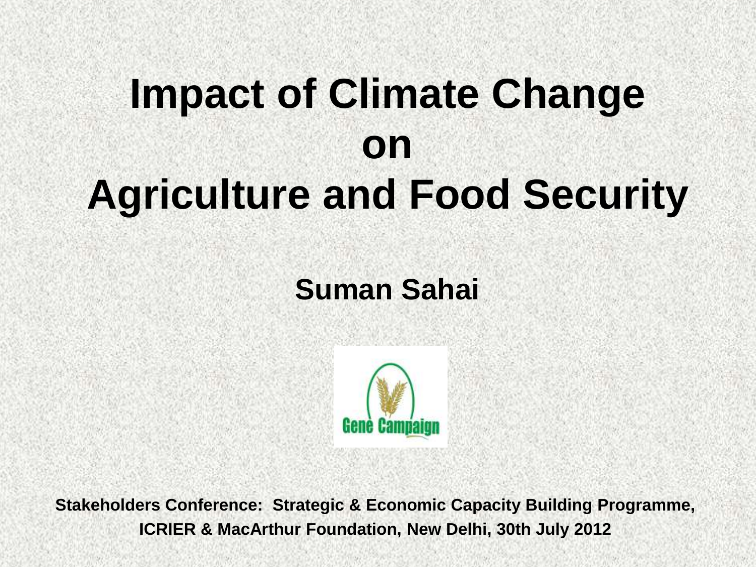# Impact of Climate Change on Agriculture and Food Security

**Suman Sahai**

Gene Campaign

**Stakeholders Conference: Strategic & Economic Capacity Building Programme, ICRIER & MacArthur Foundation, New Delhi, 30th July 2012**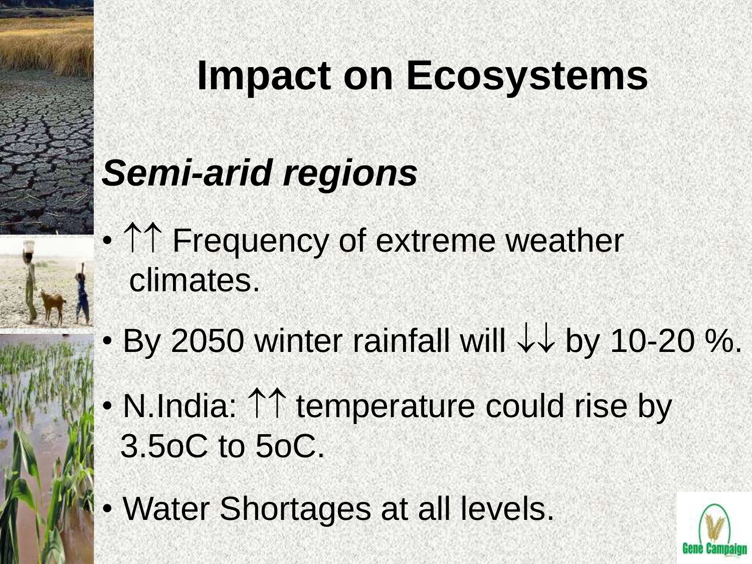# Impact on Ecosystems

## *Semi-arid regions*

- ↑↑ Frequency of extreme weather climates.
- By 2050 winter rainfall will ↓↓ by 10-20 %.
- N.India: ↑↑ temperature could rise by 3.5oC to 5oC.
- Water Shortages at all levels.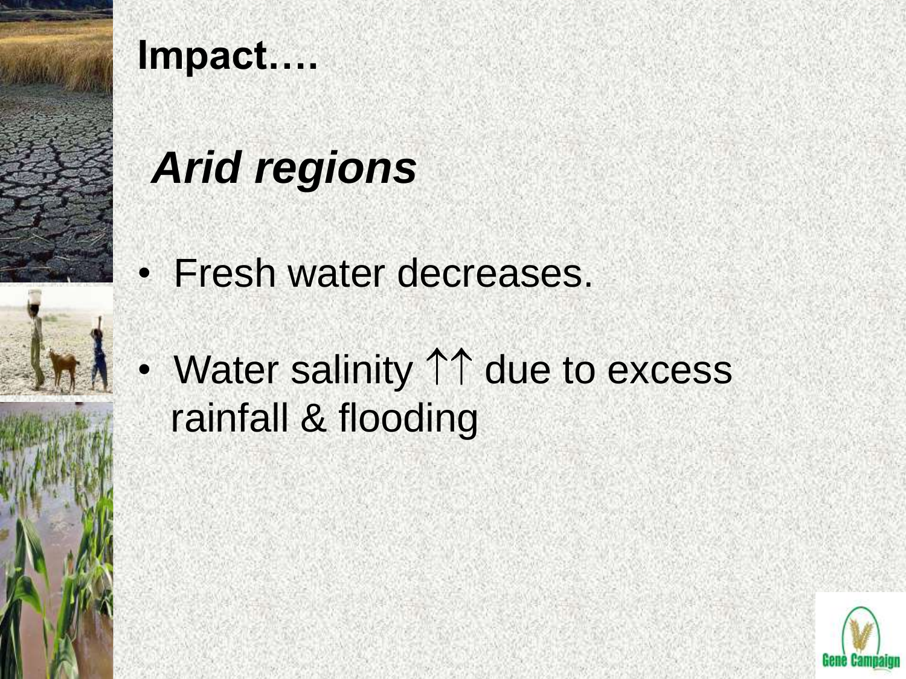# Impact….

## *Arid regions*

- Fresh water decreases.
- Water salinity ↑↑ due to excess rainfall & flooding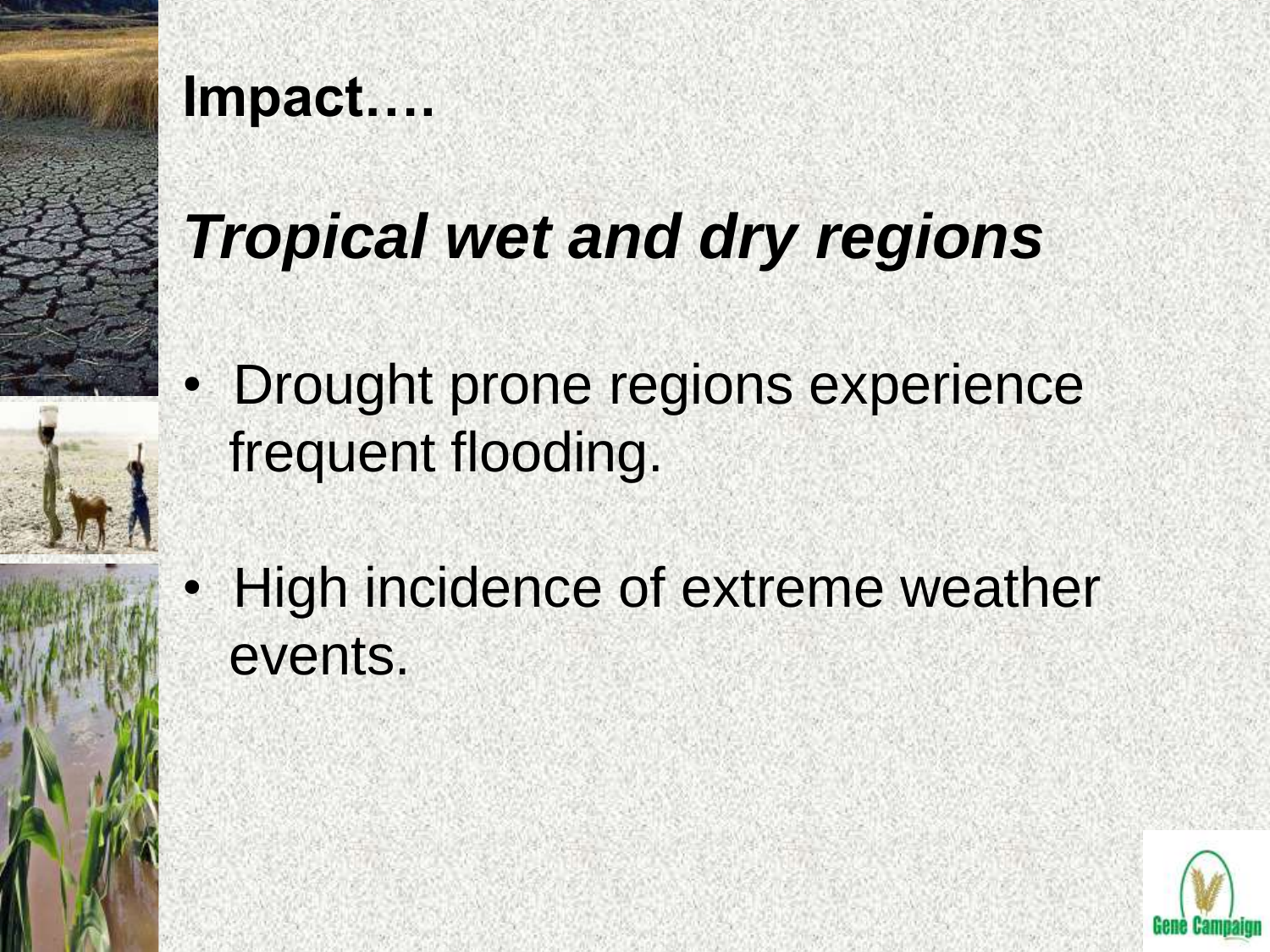# Impact….

## *Tropical wet and dry regions*

- Drought prone regions experience frequent flooding.
- High incidence of extreme weather events.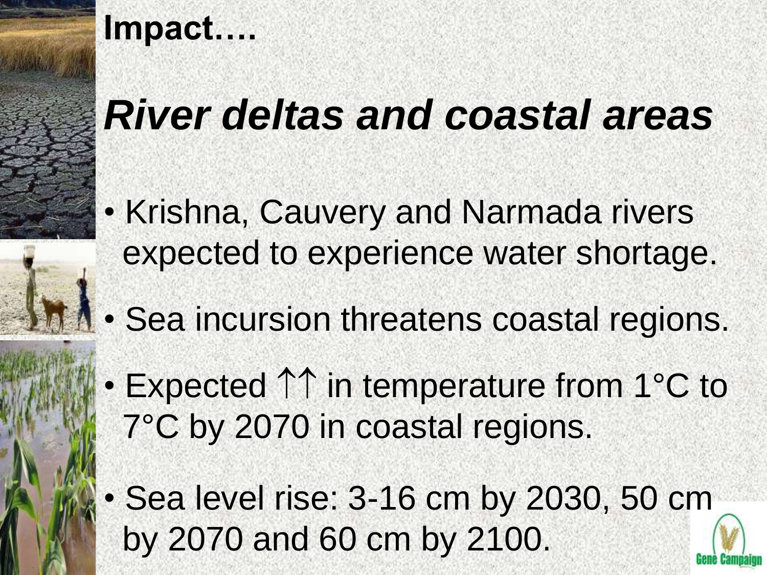# Impact….

## *River deltas and coastal areas*

- Krishna, Cauvery and Narmada rivers expected to experience water shortage.
- Sea incursion threatens coastal regions.
- Expected ↑↑ in temperature from 1°C to 7°C by 2070 in coastal regions.
- Sea level rise: 3-16 cm by 2030, 50 cm by 2070 and 60 cm by 2100.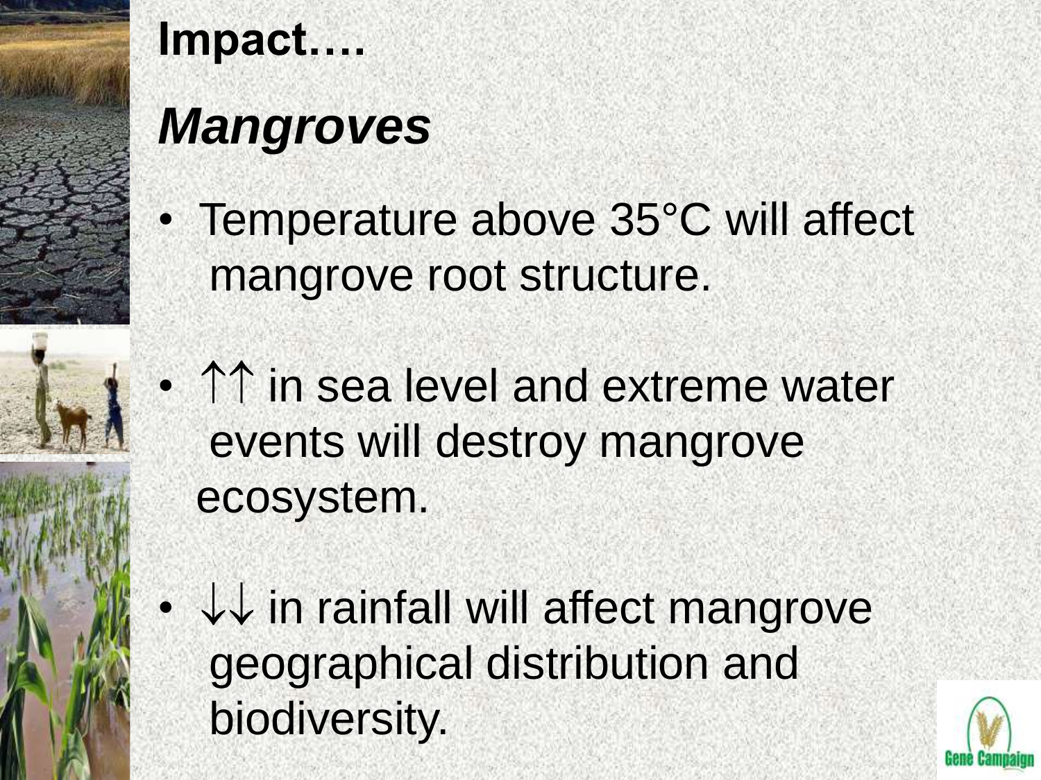# Impact….

## *Mangroves*

- Temperature above 35°C will affect mangrove root structure.
- ↑↑ in sea level and extreme water events will destroy mangrove ecosystem.
- ↓↓ in rainfall will affect mangrove geographical distribution and biodiversity.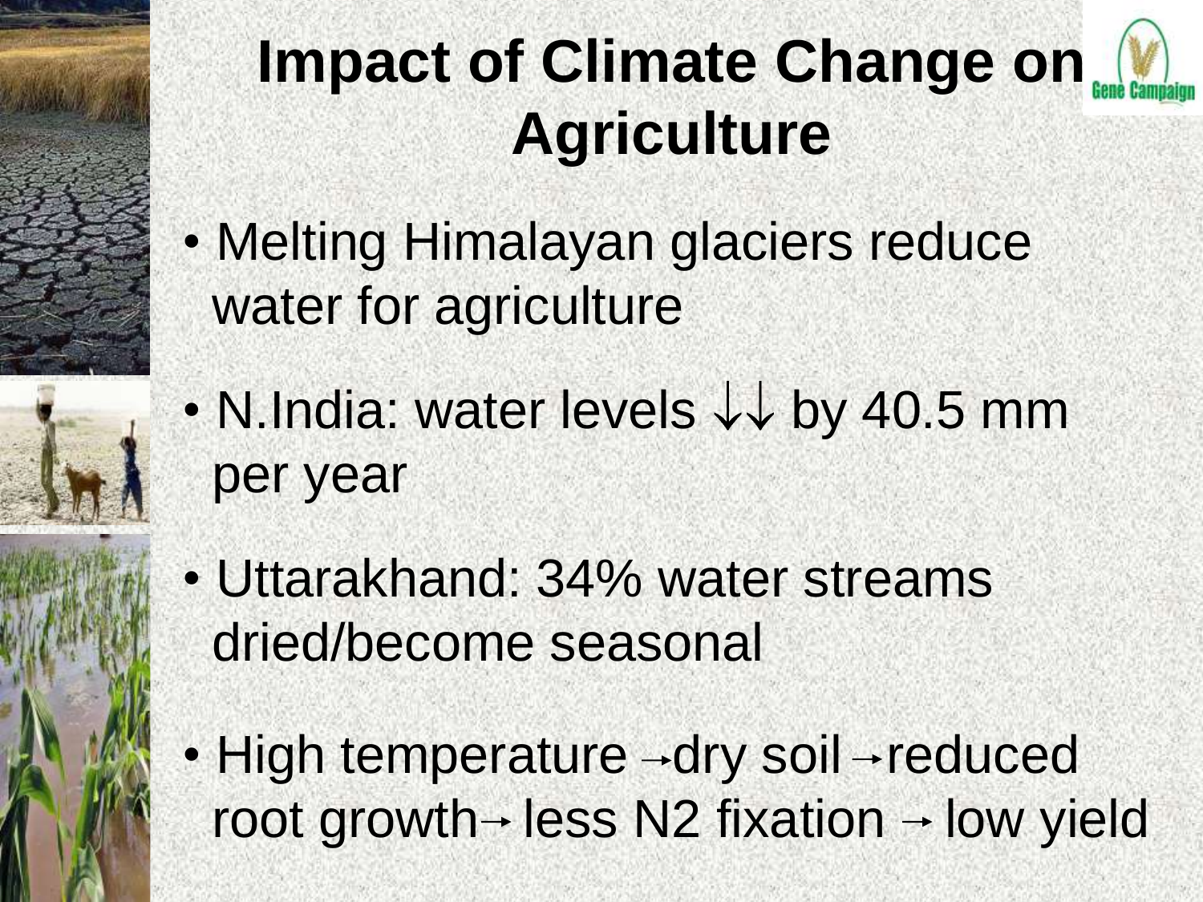# Impact of Climate Change on Agriculture

- Melting Himalayan glaciers reduce water for agriculture
- N.India: water levels ↓↓ by 40.5 mm per year
- Uttarakhand: 34% water streams dried/become seasonal
- High temperature →dry soil→reduced root growth→ less $N_2$ fixation → low yield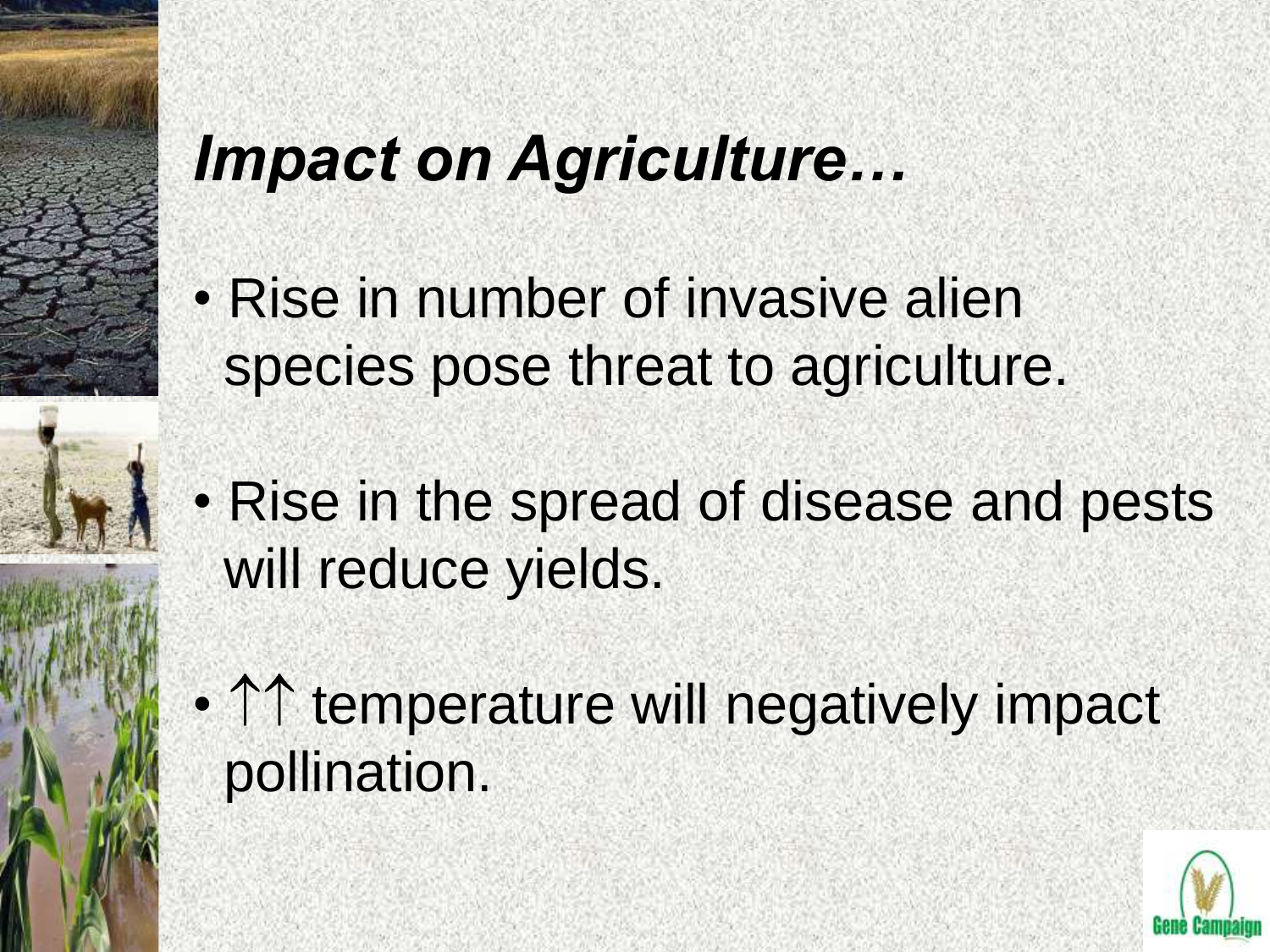# *Impact on Agriculture…*

- Rise in number of invasive alien species pose threat to agriculture.
- Rise in the spread of disease and pests will reduce yields.
- ↑↑ temperature will negatively impact pollination.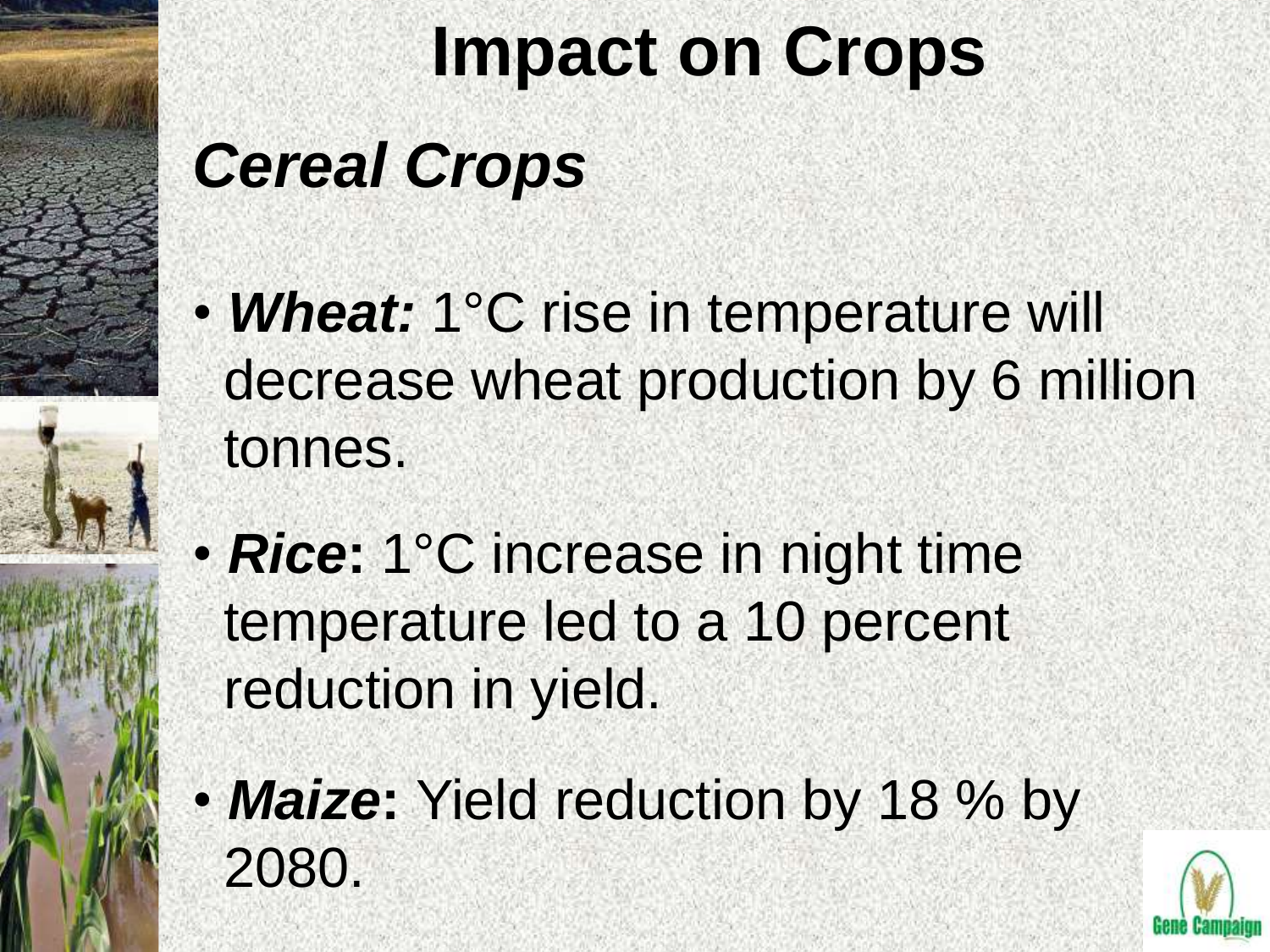# Impact on Crops

## *Cereal Crops*

- ***Wheat:*** 1°C rise in temperature will decrease wheat production by 6 million tonnes.
- ***Rice*****:** 1°C increase in night time temperature led to a 10 percent reduction in yield.
- ***Maize*****:** Yield reduction by 18 % by 2080.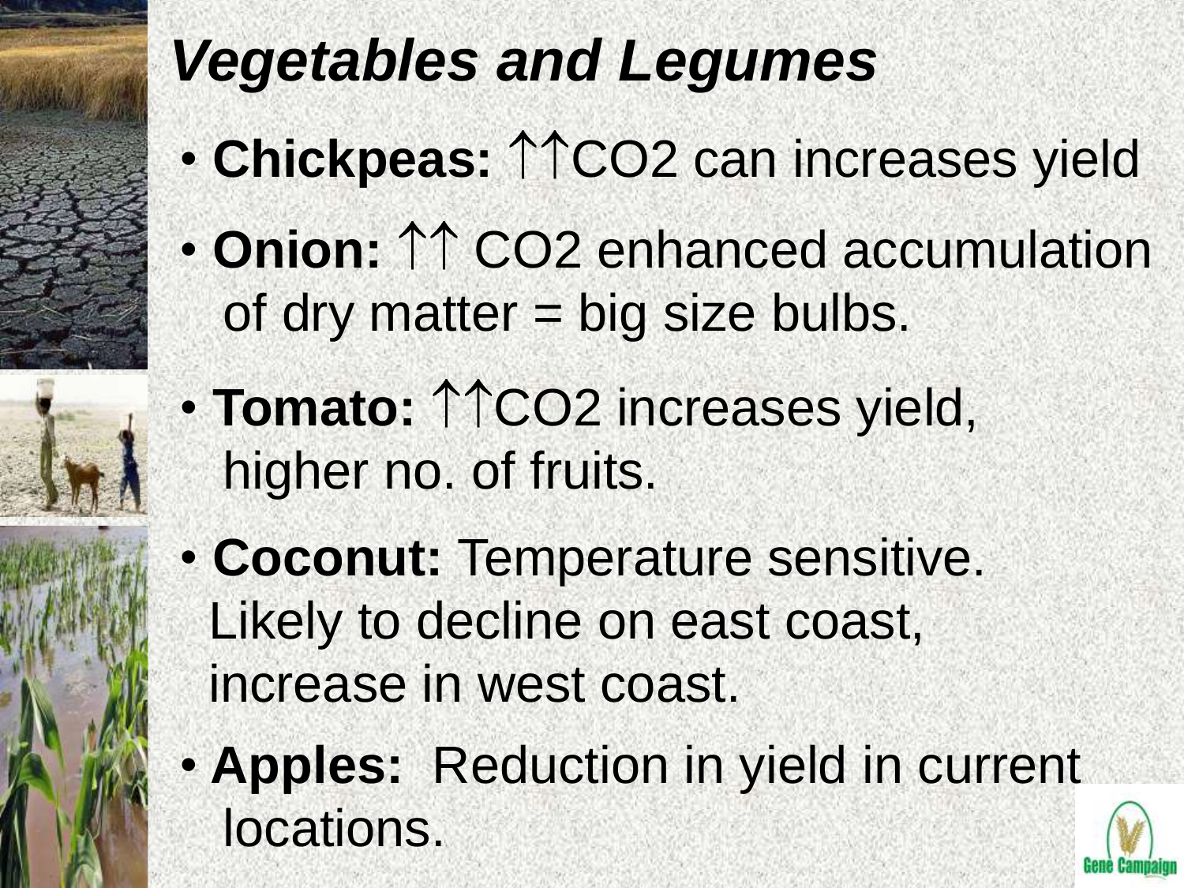# *Vegetables and Legumes*

- **Chickpeas:** ↑↑$CO_2$ can increases yield
- **Onion:** ↑↑ $CO_2$ enhanced accumulation of dry matter = big size bulbs.
- **Tomato:** ↑↑$CO_2$ increases yield, higher no. of fruits.
- **Coconut:** Temperature sensitive. Likely to decline on east coast, increase in west coast.
- **Apples:** Reduction in yield in current locations.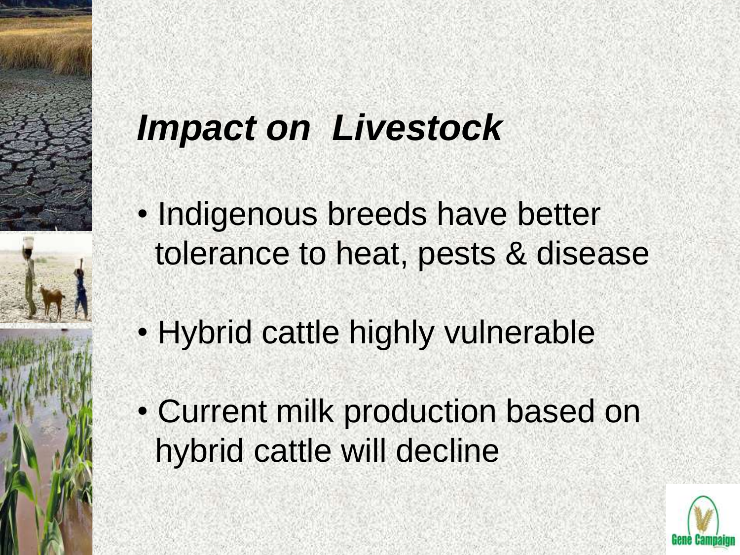## *Impact on Livestock*

- Indigenous breeds have better tolerance to heat, pests & disease
- Hybrid cattle highly vulnerable
- Current milk production based on hybrid cattle will decline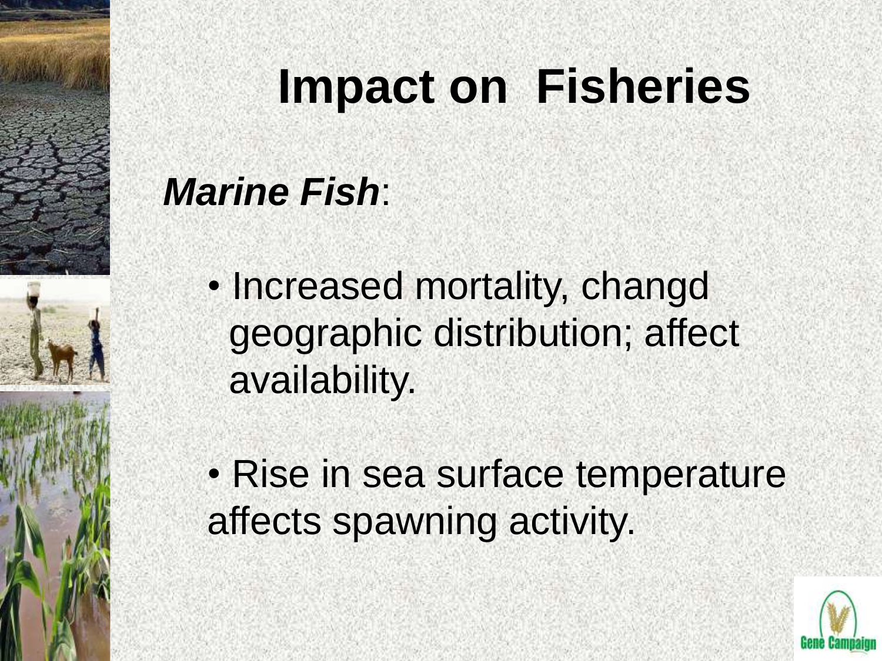# Impact on Fisheries

***Marine Fish***:

- Increased mortality, changd geographic distribution; affect availability.

- Rise in sea surface temperature affects spawning activity.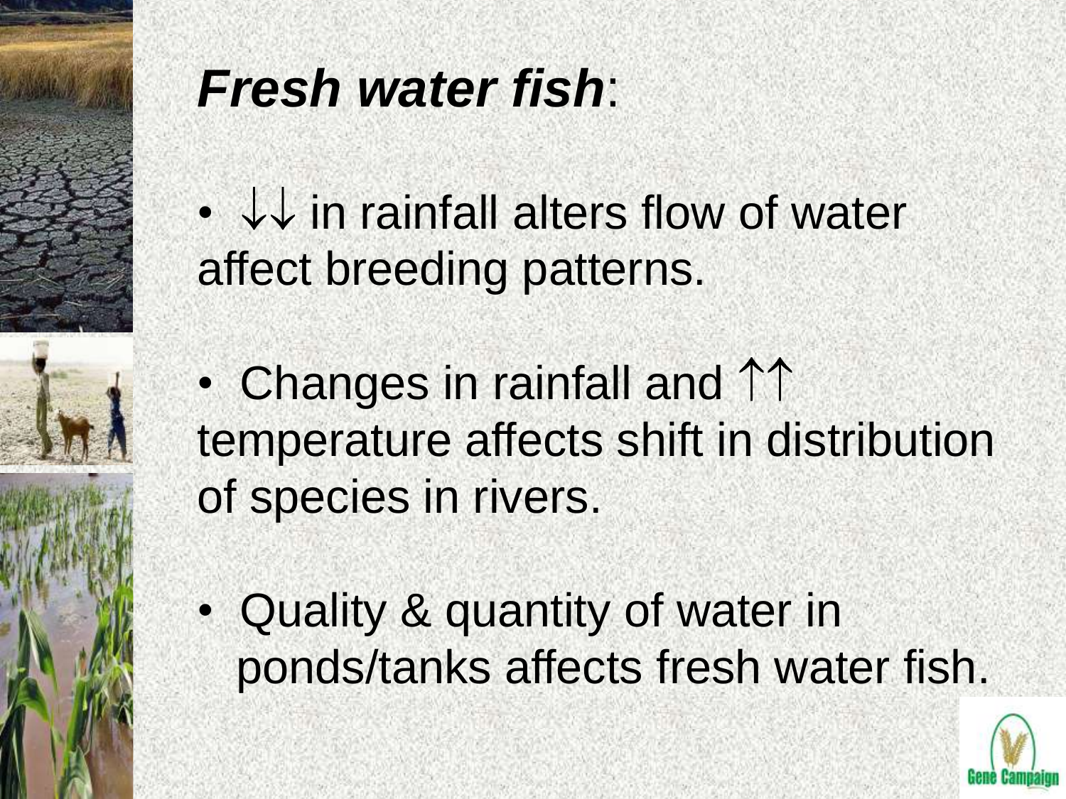# ***Fresh water fish***:

- ↓↓ in rainfall alters flow of water affect breeding patterns.
- Changes in rainfall and ↑↑ temperature affects shift in distribution of species in rivers.
- Quality & quantity of water in ponds/tanks affects fresh water fish.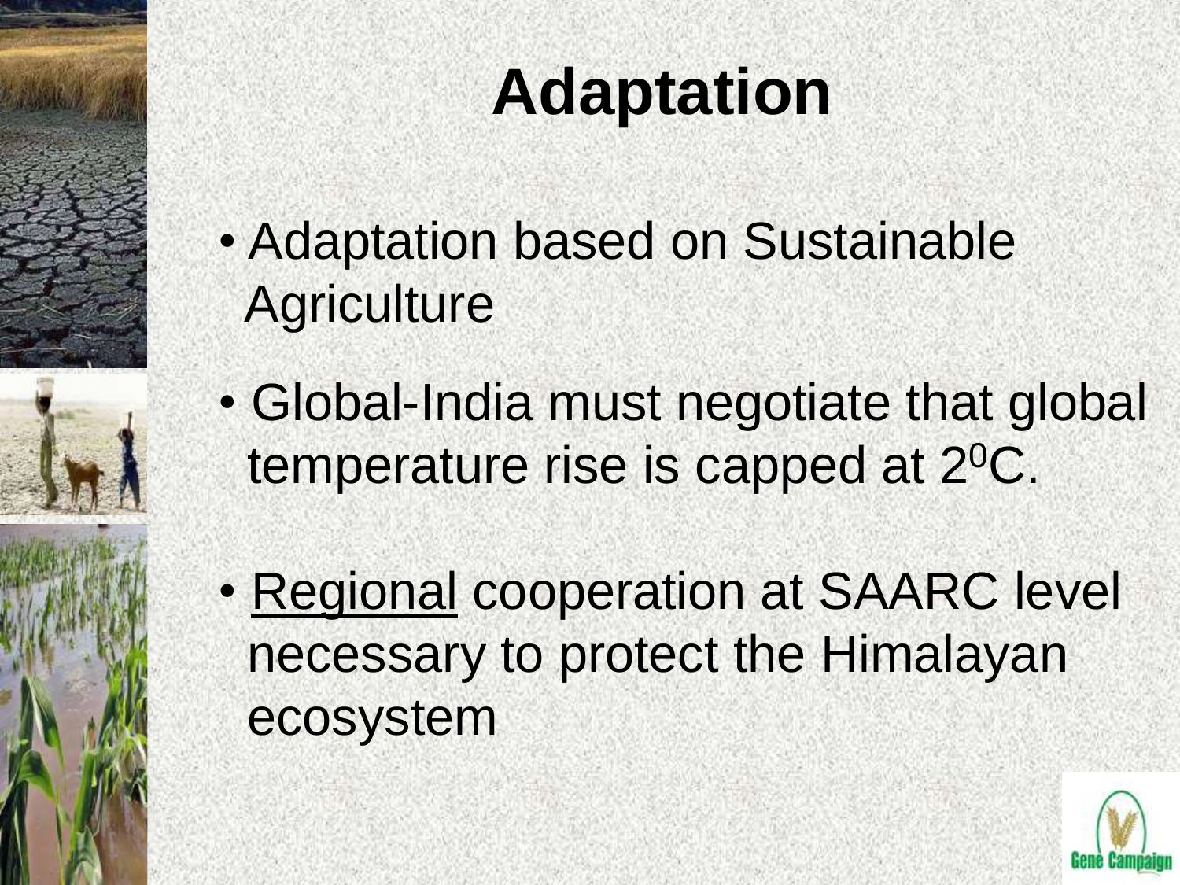# Adaptation

- Adaptation based on Sustainable Agriculture
- Global-India must negotiate that global temperature rise is capped at $2^0$C.
- Regional cooperation at SAARC level necessary to protect the Himalayan ecosystem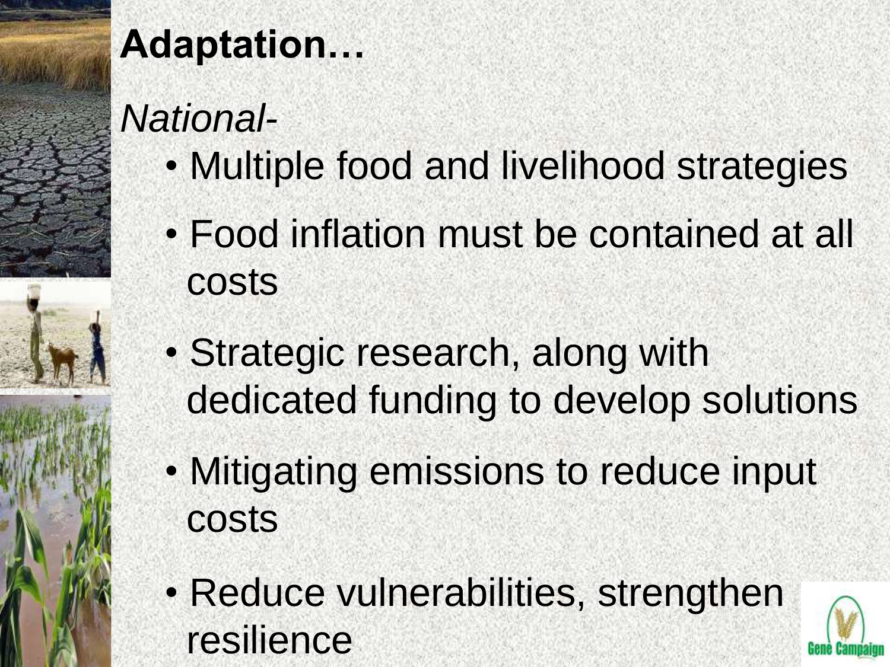# Adaptation…

*National-*

- Multiple food and livelihood strategies
- Food inflation must be contained at all costs
- Strategic research, along with dedicated funding to develop solutions
- Mitigating emissions to reduce input costs
- Reduce vulnerabilities, strengthen resilience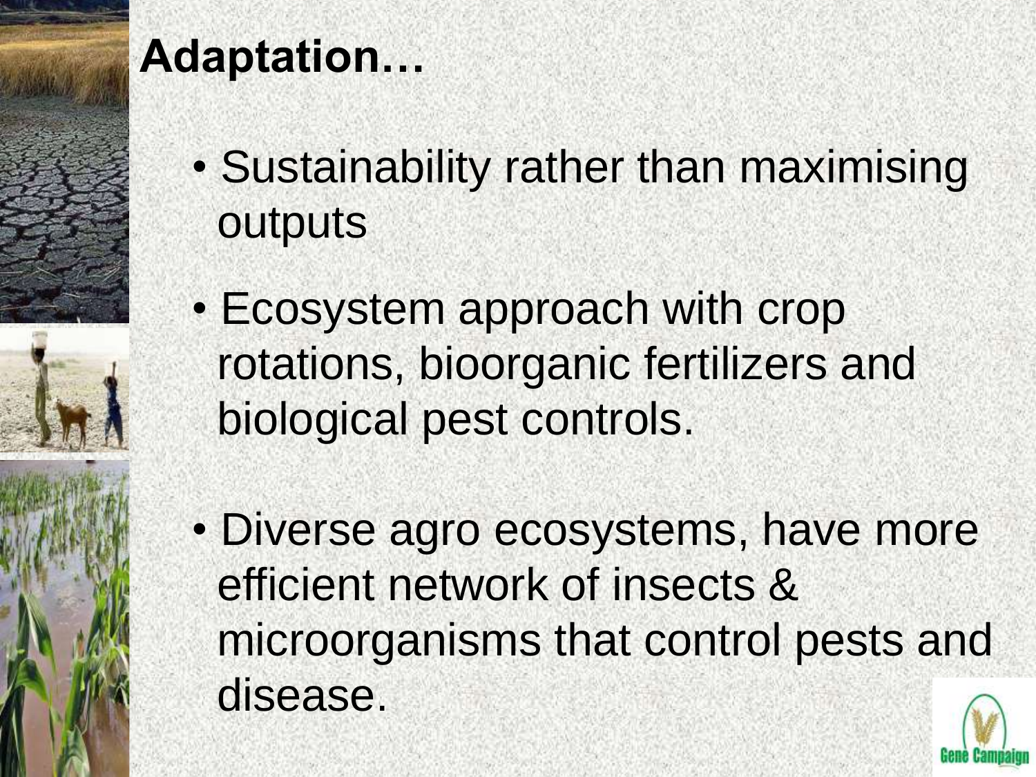# Adaptation…

- Sustainability rather than maximising outputs
- Ecosystem approach with crop rotations, bioorganic fertilizers and biological pest controls.
- Diverse agro ecosystems, have more efficient network of insects & microorganisms that control pests and disease.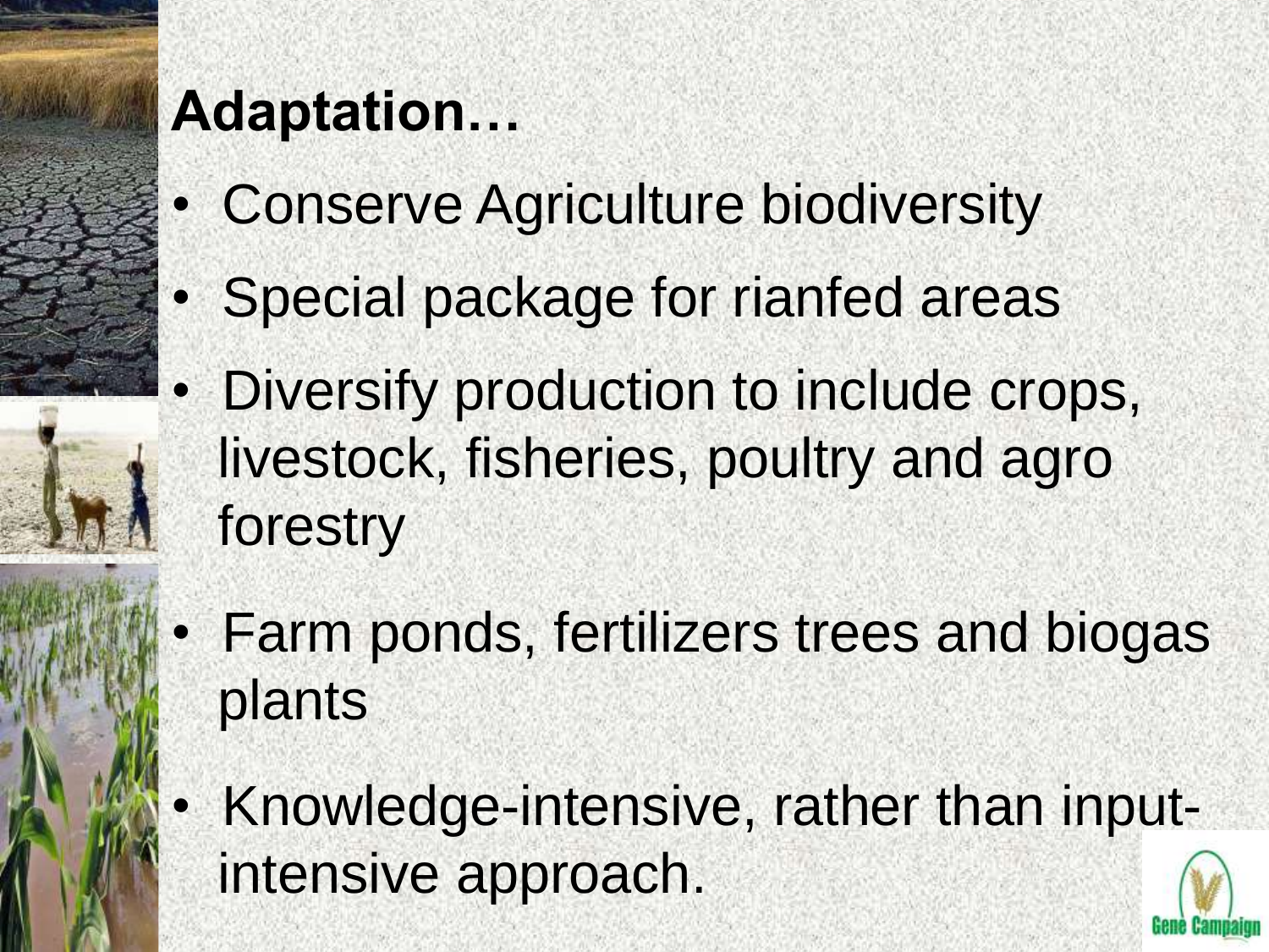## Adaptation…

- Conserve Agriculture biodiversity
- Special package for rianfed areas
- Diversify production to include crops, livestock, fisheries, poultry and agro forestry
- Farm ponds, fertilizers trees and biogas plants
- Knowledge-intensive, rather than input-intensive approach.